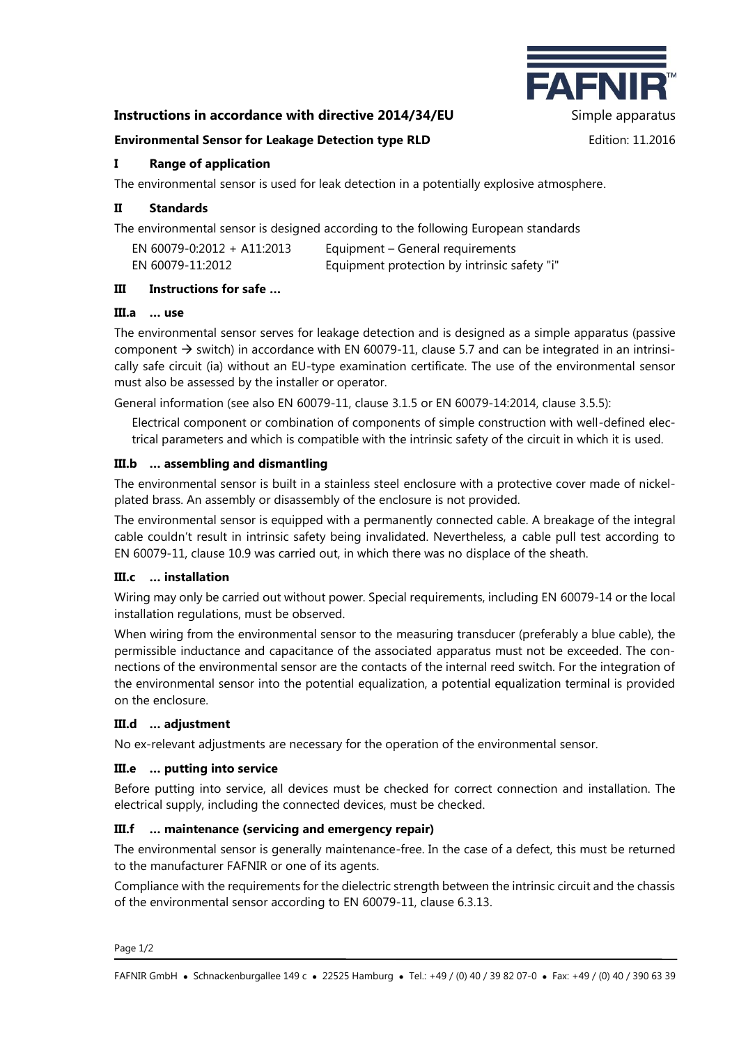**Instructions in accordance with directive 2014/34/EU** Simple apparatus

**Environmental Sensor for Leakage Detection type RLD** Edition: 11.2016

## I Range of application

The environmental sensor is used for leak detection in a potentially explosive atmosphere.

## II Standards

The environmental sensor is designed according to the following European standards

| | |
|---|---|
| EN 60079-0:2012 + A11:2013 | Equipment – General requirements |
| EN 60079-11:2012 | Equipment protection by intrinsic safety "i" |

## III Instructions for safe ...

### III.a ... use

The environmental sensor serves for leakage detection and is designed as a simple apparatus (passive component → switch) in accordance with EN 60079-11, clause 5.7 and can be integrated in an intrinsically safe circuit (ia) without an EU-type examination certificate. The use of the environmental sensor must also be assessed by the installer or operator.

General information (see also EN 60079-11, clause 3.1.5 or EN 60079-14:2014, clause 3.5.5):

> Electrical component or combination of components of simple construction with well-defined electrical parameters and which is compatible with the intrinsic safety of the circuit in which it is used.

### III.b ... assembling and dismantling

The environmental sensor is built in a stainless steel enclosure with a protective cover made of nickel-plated brass. An assembly or disassembly of the enclosure is not provided.

The environmental sensor is equipped with a permanently connected cable. A breakage of the integral cable couldn't result in intrinsic safety being invalidated. Nevertheless, a cable pull test according to EN 60079-11, clause 10.9 was carried out, in which there was no displace of the sheath.

### III.c ... installation

Wiring may only be carried out without power. Special requirements, including EN 60079-14 or the local installation regulations, must be observed.

When wiring from the environmental sensor to the measuring transducer (preferably a blue cable), the permissible inductance and capacitance of the associated apparatus must not be exceeded. The connections of the environmental sensor are the contacts of the internal reed switch. For the integration of the environmental sensor into the potential equalization, a potential equalization terminal is provided on the enclosure.

### III.d ... adjustment

No ex-relevant adjustments are necessary for the operation of the environmental sensor.

### III.e ... putting into service

Before putting into service, all devices must be checked for correct connection and installation. The electrical supply, including the connected devices, must be checked.

### III.f ... maintenance (servicing and emergency repair)

The environmental sensor is generally maintenance-free. In the case of a defect, this must be returned to the manufacturer FAFNIR or one of its agents.

Compliance with the requirements for the dielectric strength between the intrinsic circuit and the chassis of the environmental sensor according to EN 60079-11, clause 6.3.13.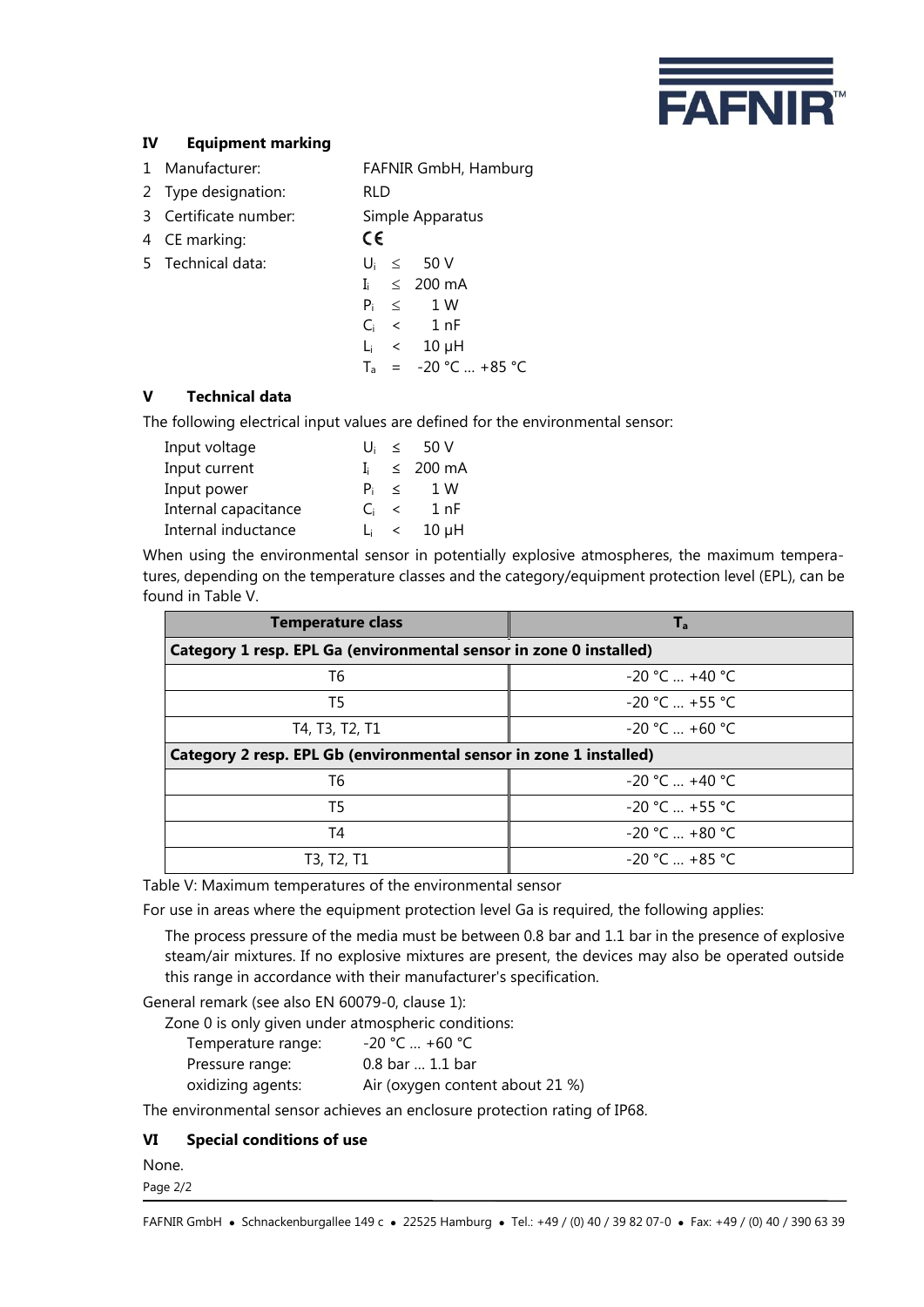## IV Equipment marking

| | | |
|---|---|---|
| 1 | Manufacturer: | FAFNIR GmbH, Hamburg |
| 2 | Type designation: | RLD |
| 3 | Certificate number: | Simple Apparatus |
| 4 | CE marking: | CE |
| 5 | Technical data: | $U_i \leq 50$ V |
| | | $I_i \leq 200$ mA |
| | | $P_i \leq 1$ W |
| | | $C_i < 1$ nF |
| | | $L_i < 10$ µH |
| | | $T_a = -20$ °C … +85 °C |

## V Technical data

The following electrical input values are defined for the environmental sensor:

| | |
|---|---|
| Input voltage | $U_i \leq 50$ V |
| Input current | $I_i \leq 200$ mA |
| Input power | $P_i \leq 1$ W |
| Internal capacitance | $C_i < 1$ nF |
| Internal inductance | $L_i < 10$ µH |

When using the environmental sensor in potentially explosive atmospheres, the maximum temperatures, depending on the temperature classes and the category/equipment protection level (EPL), can be found in Table V.

| Temperature class | $T_a$ |
|---|---|
| **Category 1 resp. EPL Ga (environmental sensor in zone 0 installed)** | |
| T6 | -20 °C … +40 °C |
| T5 | -20 °C … +55 °C |
| T4, T3, T2, T1 | -20 °C … +60 °C |
| **Category 2 resp. EPL Gb (environmental sensor in zone 1 installed)** | |
| T6 | -20 °C … +40 °C |
| T5 | -20 °C … +55 °C |
| T4 | -20 °C … +80 °C |
| T3, T2, T1 | -20 °C … +85 °C |

Table V: Maximum temperatures of the environmental sensor

For use in areas where the equipment protection level Ga is required, the following applies:

The process pressure of the media must be between 0.8 bar and 1.1 bar in the presence of explosive steam/air mixtures. If no explosive mixtures are present, the devices may also be operated outside this range in accordance with their manufacturer's specification.

General remark (see also EN 60079-0, clause 1):

Zone 0 is only given under atmospheric conditions:

| | |
|---|---|
| Temperature range: | -20 °C … +60 °C |
| Pressure range: | 0.8 bar … 1.1 bar |
| oxidizing agents: | Air (oxygen content about 21 %) |

The environmental sensor achieves an enclosure protection rating of IP68.

## VI Special conditions of use

None.